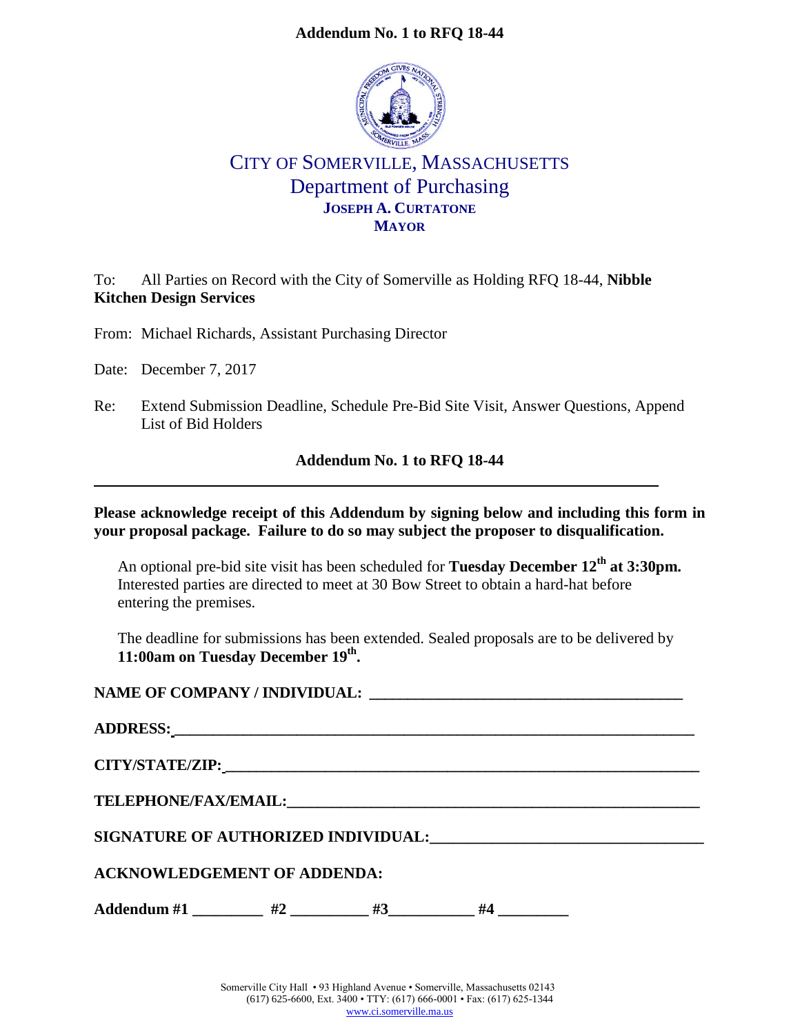**Addendum No. 1 to RFQ 18-44**

CITY OF SOMERVILLE, MASSACHUSETTS
Department of Purchasing
**JOSEPH A. CURTATONE**
**MAYOR**

To: All Parties on Record with the City of Somerville as Holding RFQ 18-44, **Nibble Kitchen Design Services**

From: Michael Richards, Assistant Purchasing Director

Date: December 7, 2017

Re: Extend Submission Deadline, Schedule Pre-Bid Site Visit, Answer Questions, Append List of Bid Holders

**Addendum No. 1 to RFQ 18-44**

---

**Please acknowledge receipt of this Addendum by signing below and including this form in your proposal package. Failure to do so may subject the proposer to disqualification.**

An optional pre-bid site visit has been scheduled for **Tuesday December 12th at 3:30pm.** Interested parties are directed to meet at 30 Bow Street to obtain a hard-hat before entering the premises.

The deadline for submissions has been extended. Sealed proposals are to be delivered by **11:00am on Tuesday December 19th.**

**NAME OF COMPANY / INDIVIDUAL:** ______________________________________

**ADDRESS:** ______________________________________

**CITY/STATE/ZIP:** ______________________________________

**TELEPHONE/FAX/EMAIL:** ______________________________________

**SIGNATURE OF AUTHORIZED INDIVIDUAL:** ______________________________________

**ACKNOWLEDGEMENT OF ADDENDA:**

**Addendum #1** _________ **#2** _________ **#3** _________ **#4** _________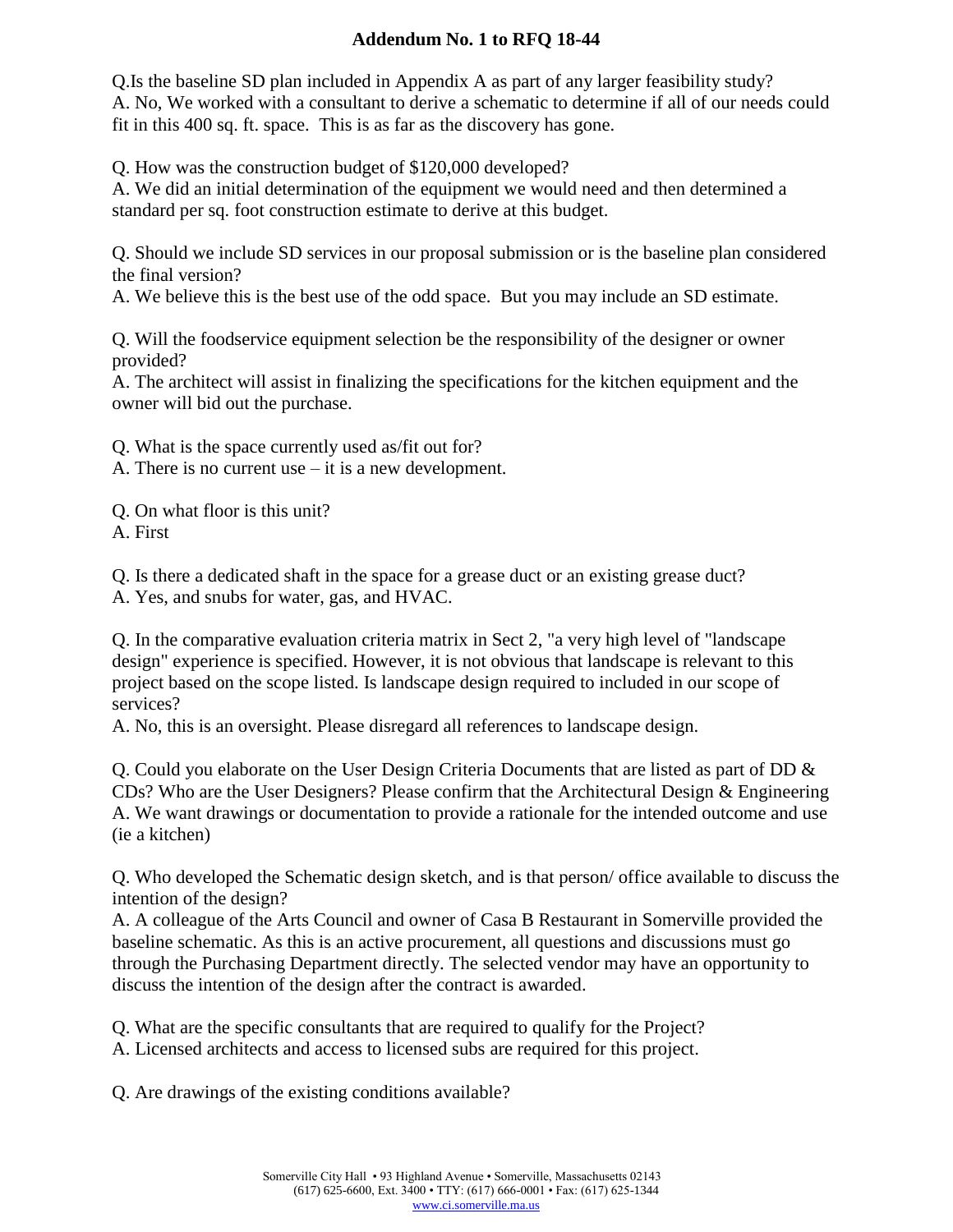## Addendum No. 1 to RFQ 18-44

Q.Is the baseline SD plan included in Appendix A as part of any larger feasibility study?
A. No, We worked with a consultant to derive a schematic to determine if all of our needs could fit in this 400 sq. ft. space. This is as far as the discovery has gone.

Q. How was the construction budget of $120,000 developed?
A. We did an initial determination of the equipment we would need and then determined a standard per sq. foot construction estimate to derive at this budget.

Q. Should we include SD services in our proposal submission or is the baseline plan considered the final version?
A. We believe this is the best use of the odd space. But you may include an SD estimate.

Q. Will the foodservice equipment selection be the responsibility of the designer or owner provided?
A. The architect will assist in finalizing the specifications for the kitchen equipment and the owner will bid out the purchase.

Q. What is the space currently used as/fit out for?
A. There is no current use – it is a new development.

Q. On what floor is this unit?
A. First

Q. Is there a dedicated shaft in the space for a grease duct or an existing grease duct?
A. Yes, and snubs for water, gas, and HVAC.

Q. In the comparative evaluation criteria matrix in Sect 2, "a very high level of "landscape design" experience is specified. However, it is not obvious that landscape is relevant to this project based on the scope listed. Is landscape design required to included in our scope of services?
A. No, this is an oversight. Please disregard all references to landscape design.

Q. Could you elaborate on the User Design Criteria Documents that are listed as part of DD & CDs? Who are the User Designers? Please confirm that the Architectural Design & Engineering
A. We want drawings or documentation to provide a rationale for the intended outcome and use (ie a kitchen)

Q. Who developed the Schematic design sketch, and is that person/ office available to discuss the intention of the design?
A. A colleague of the Arts Council and owner of Casa B Restaurant in Somerville provided the baseline schematic. As this is an active procurement, all questions and discussions must go through the Purchasing Department directly. The selected vendor may have an opportunity to discuss the intention of the design after the contract is awarded.

Q. What are the specific consultants that are required to qualify for the Project?
A. Licensed architects and access to licensed subs are required for this project.

Q. Are drawings of the existing conditions available?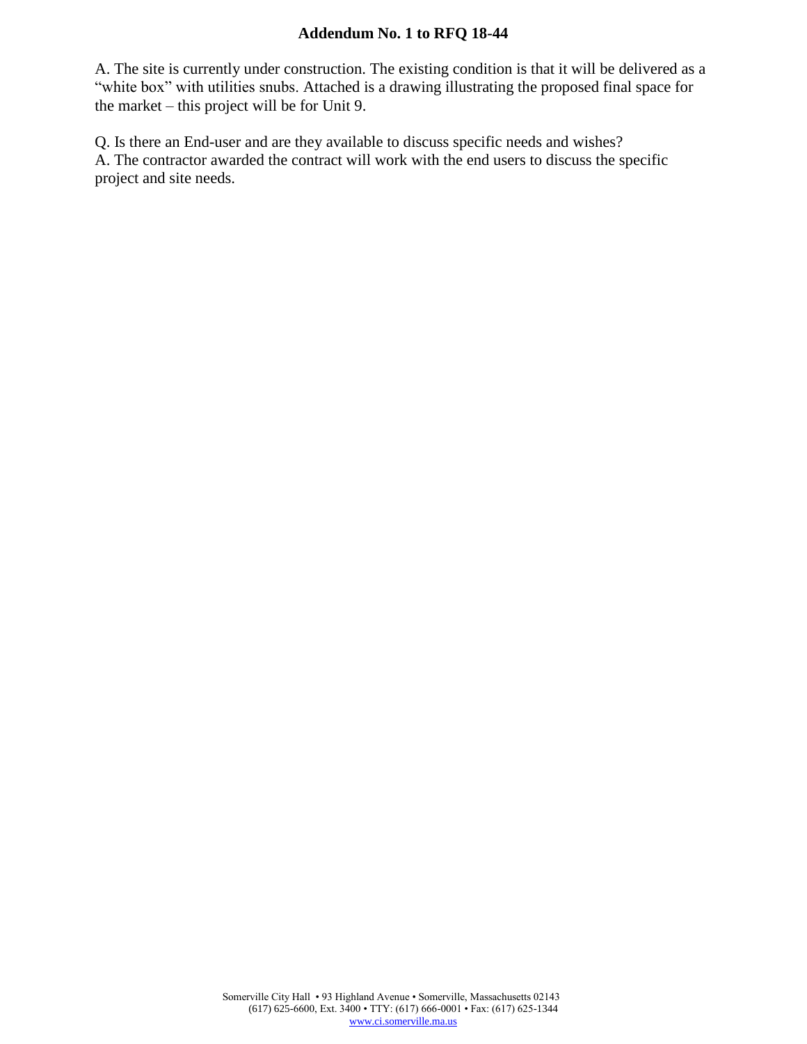## Addendum No. 1 to RFQ 18-44

A. The site is currently under construction. The existing condition is that it will be delivered as a "white box" with utilities snubs. Attached is a drawing illustrating the proposed final space for the market – this project will be for Unit 9.

Q. Is there an End-user and are they available to discuss specific needs and wishes?
A. The contractor awarded the contract will work with the end users to discuss the specific project and site needs.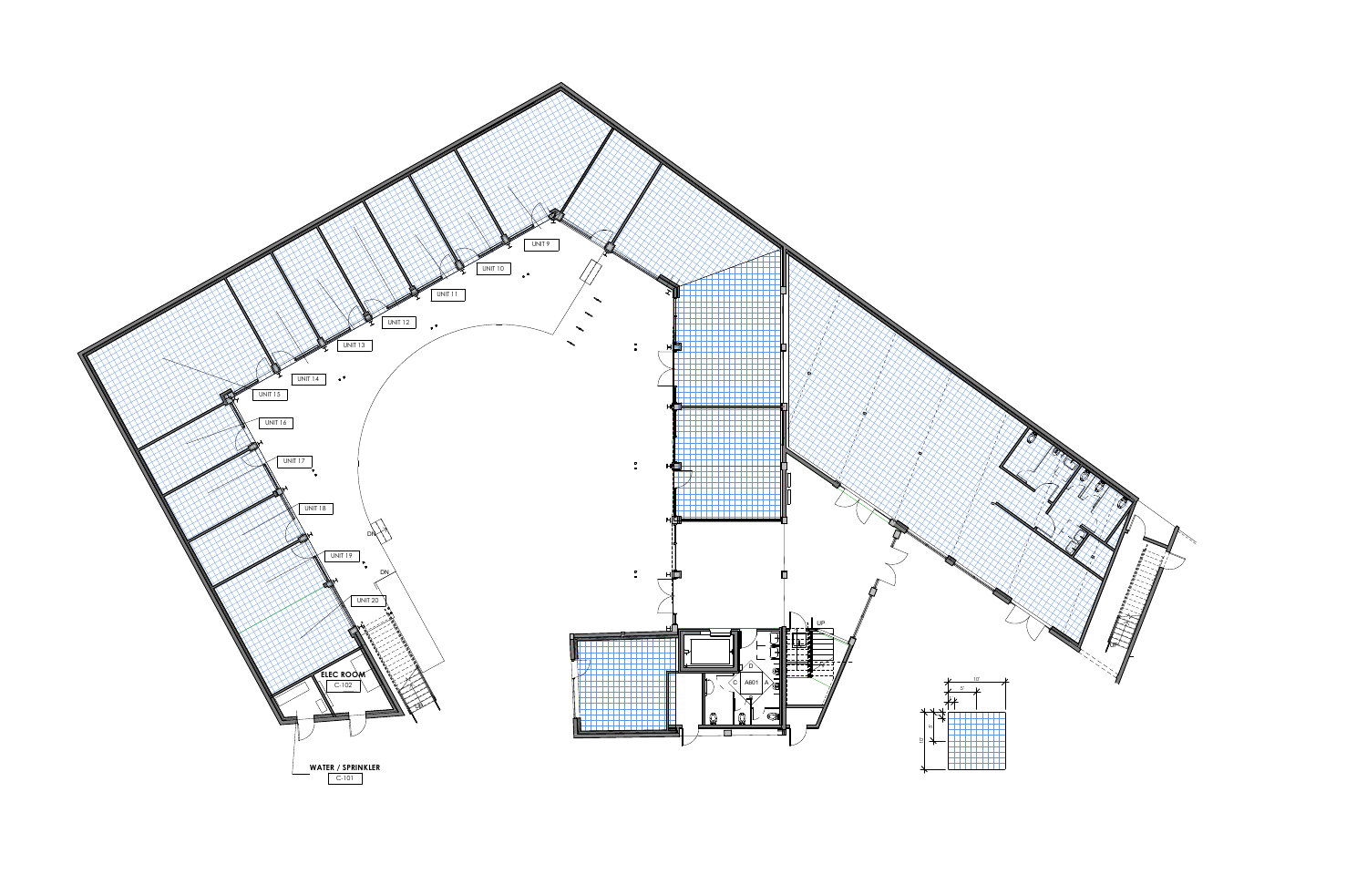UNIT 9

UNIT 10

UNIT 11

UNIT 12

UNIT 13

UNIT 14

UNIT 15

UNIT 16

UNIT 17

UNIT 18

UNIT 19

UNIT 20

DN

DN

UP

**ELEC ROOM**

C-102

**WATER / SPRINKLER**

C-101

A601

10'

5'

5'

10'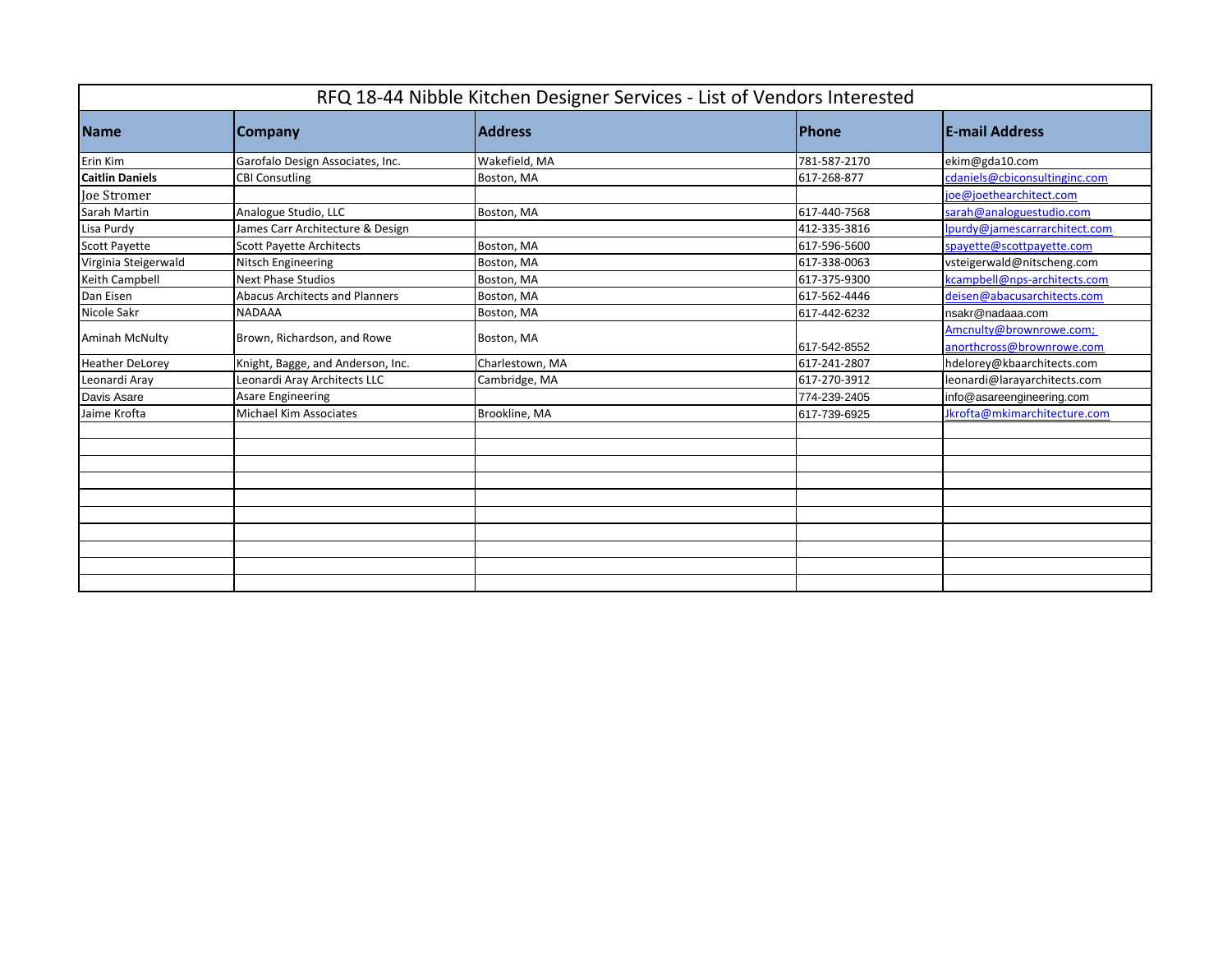| RFQ 18-44 Nibble Kitchen Designer Services - List of Vendors Interested | | | | |
|---|---|---|---|---|
| **Name** | **Company** | **Address** | **Phone** | **E-mail Address** |
| Erin Kim | Garofalo Design Associates, Inc. | Wakefield, MA | 781-587-2170 | ekim@gda10.com |
| **Caitlin Daniels** | CBI Consutling | Boston, MA | 617-268-877 | cdaniels@cbiconsultinginc.com |
| Joe Stromer | | | | joe@joethearchitect.com |
| Sarah Martin | Analogue Studio, LLC | Boston, MA | 617-440-7568 | sarah@analoguestudio.com |
| Lisa Purdy | James Carr Architecture & Design | | 412-335-3816 | lpurdy@jamescarrarchitect.com |
| Scott Payette | Scott Payette Architects | Boston, MA | 617-596-5600 | spayette@scottpayette.com |
| Virginia Steigerwald | Nitsch Engineering | Boston, MA | 617-338-0063 | vsteigerwald@nitscheng.com |
| Keith Campbell | Next Phase Studios | Boston, MA | 617-375-9300 | kcampbell@nps-architects.com |
| Dan Eisen | Abacus Architects and Planners | Boston, MA | 617-562-4446 | deisen@abacusarchitects.com |
| Nicole Sakr | NADAAA | Boston, MA | 617-442-6232 | nsakr@nadaaa.com |
| Aminah McNulty | Brown, Richardson, and Rowe | Boston, MA | 617-542-8552 | Amcnulty@brownrowe.com; anorthcross@brownrowe.com |
| Heather DeLorey | Knight, Bagge, and Anderson, Inc. | Charlestown, MA | 617-241-2807 | hdelorey@kbaarchitects.com |
| Leonardi Aray | Leonardi Aray Architects LLC | Cambridge, MA | 617-270-3912 | leonardi@larayarchitects.com |
| Davis Asare | Asare Engineering | | 774-239-2405 | info@asareengineering.com |
| Jaime Krofta | Michael Kim Associates | Brookline, MA | 617-739-6925 | Jkrofta@mkimarchitecture.com |